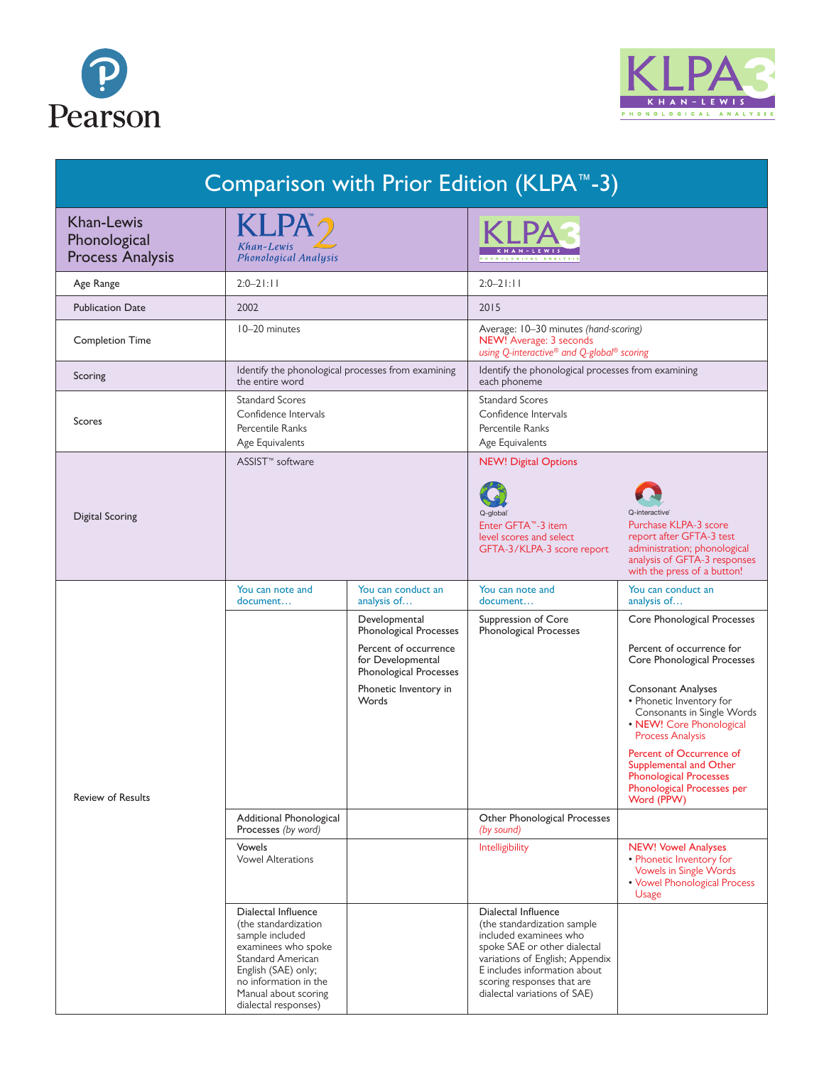Pearson

KLPA 3 KHAN-LEWIS PHONOLOGICAL ANALYSIS

# Comparison with Prior Edition (KLPA™-3)

| Khan-Lewis Phonological Process Analysis | KLPA™ 2 Khan-Lewis Phonological Analysis | | KLPA 3 KHAN-LEWIS PHONOLOGICAL ANALYSIS | |
|---|---|---|---|---|
| Age Range | 2:0–21:11 | | 2:0–21:11 | |
| Publication Date | 2002 | | 2015 | |
| Completion Time | 10–20 minutes | | Average: 10–30 minutes *(hand-scoring)*<br>NEW! Average: 3 seconds<br>*using Q-interactive® and Q-global® scoring* | |
| Scoring | Identify the phonological processes from examining the entire word | | Identify the phonological processes from examining each phoneme | |
| Scores | Standard Scores<br>Confidence Intervals<br>Percentile Ranks<br>Age Equivalents | | Standard Scores<br>Confidence Intervals<br>Percentile Ranks<br>Age Equivalents | |
| Digital Scoring | ASSIST™ software | | NEW! Digital Options<br>Q-global: Enter GFTA™-3 item level scores and select GFTA-3/KLPA-3 score report | Q-interactive: Purchase KLPA-3 score report after GFTA-3 test administration; phonological analysis of GFTA-3 responses with the press of a button! |
| Review of Results | You can note and document… | You can conduct an analysis of… | You can note and document… | You can conduct an analysis of… |
| | | Developmental Phonological Processes<br>Percent of occurrence for Developmental Phonological Processes<br>Phonetic Inventory in Words | Suppression of Core Phonological Processes | Core Phonological Processes<br>Percent of occurrence for Core Phonological Processes<br>Consonant Analyses<br>• Phonetic Inventory for Consonants in Single Words<br>• NEW! Core Phonological Process Analysis<br>Percent of Occurrence of Supplemental and Other Phonological Processes<br>Phonological Processes per Word (PPW) |
| | Additional Phonological Processes *(by word)* | | Other Phonological Processes *(by sound)* | |
| | Vowels<br>Vowel Alterations | | Intelligibility | NEW! Vowel Analyses<br>• Phonetic Inventory for Vowels in Single Words<br>• Vowel Phonological Process Usage |
| | Dialectal Influence (the standardization sample included examinees who spoke Standard American English (SAE) only; no information in the Manual about scoring dialectal responses) | | Dialectal Influence (the standardization sample included examinees who spoke SAE or other dialectal variations of English; Appendix E includes information about scoring responses that are dialectal variations of SAE) | |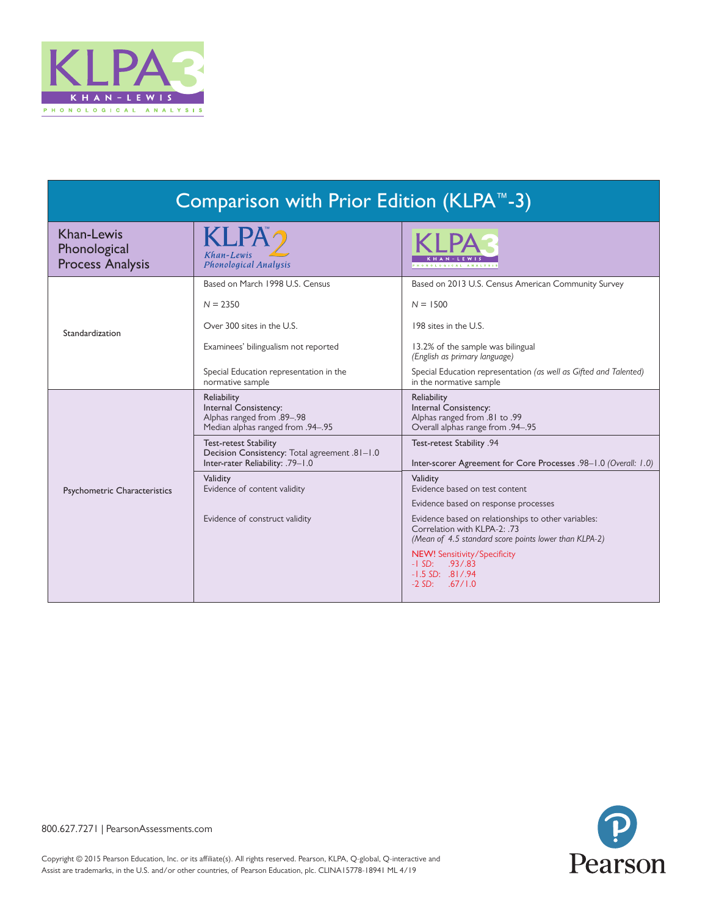## Comparison with Prior Edition (KLPA™-3)

| Khan-Lewis Phonological Process Analysis | KLPA-2 Khan-Lewis Phonological Analysis | KLPA-3 Khan-Lewis Phonological Analysis |
|---|---|---|
| Standardization | Based on March 1998 U.S. Census | Based on 2013 U.S. Census American Community Survey |
| | $N$ = 2350 | $N$ = 1500 |
| | Over 300 sites in the U.S. | 198 sites in the U.S. |
| | Examinees' bilingualism not reported | 13.2% of the sample was bilingual *(English as primary language)* |
| | Special Education representation in the normative sample | Special Education representation *(as well as Gifted and Talented)* in the normative sample |
| Psychometric Characteristics | Reliability<br>Internal Consistency:<br>Alphas ranged from .89–.98<br>Median alphas ranged from .94–.95 | Reliability<br>Internal Consistency:<br>Alphas ranged from .81 to .99<br>Overall alphas range from .94–.95 |
| | Test-retest Stability<br>Decision Consistency: Total agreement .81–1.0<br>Inter-rater Reliability: .79–1.0 | Test-retest Stability .94<br>Inter-scorer Agreement for Core Processes .98–1.0 *(Overall: 1.0)* |
| | Validity<br>Evidence of content validity<br>Evidence of construct validity | Validity<br>Evidence based on test content<br>Evidence based on response processes<br>Evidence based on relationships to other variables: Correlation with KLPA-2: .73 *(Mean of 4.5 standard score points lower than KLPA-2)*<br>NEW! Sensitivity/Specificity<br>*-1 SD:* .93/.83<br>*-1.5 SD:* .81/.94<br>*-2 SD:* .67/1.0 |

800.627.7271 | PearsonAssessments.com

Copyright © 2015 Pearson Education, Inc. or its affiliate(s). All rights reserved. Pearson, KLPA, Q-global, Q-interactive and Assist are trademarks, in the U.S. and/or other countries, of Pearson Education, plc. CLINA15778-18941 ML 4/19